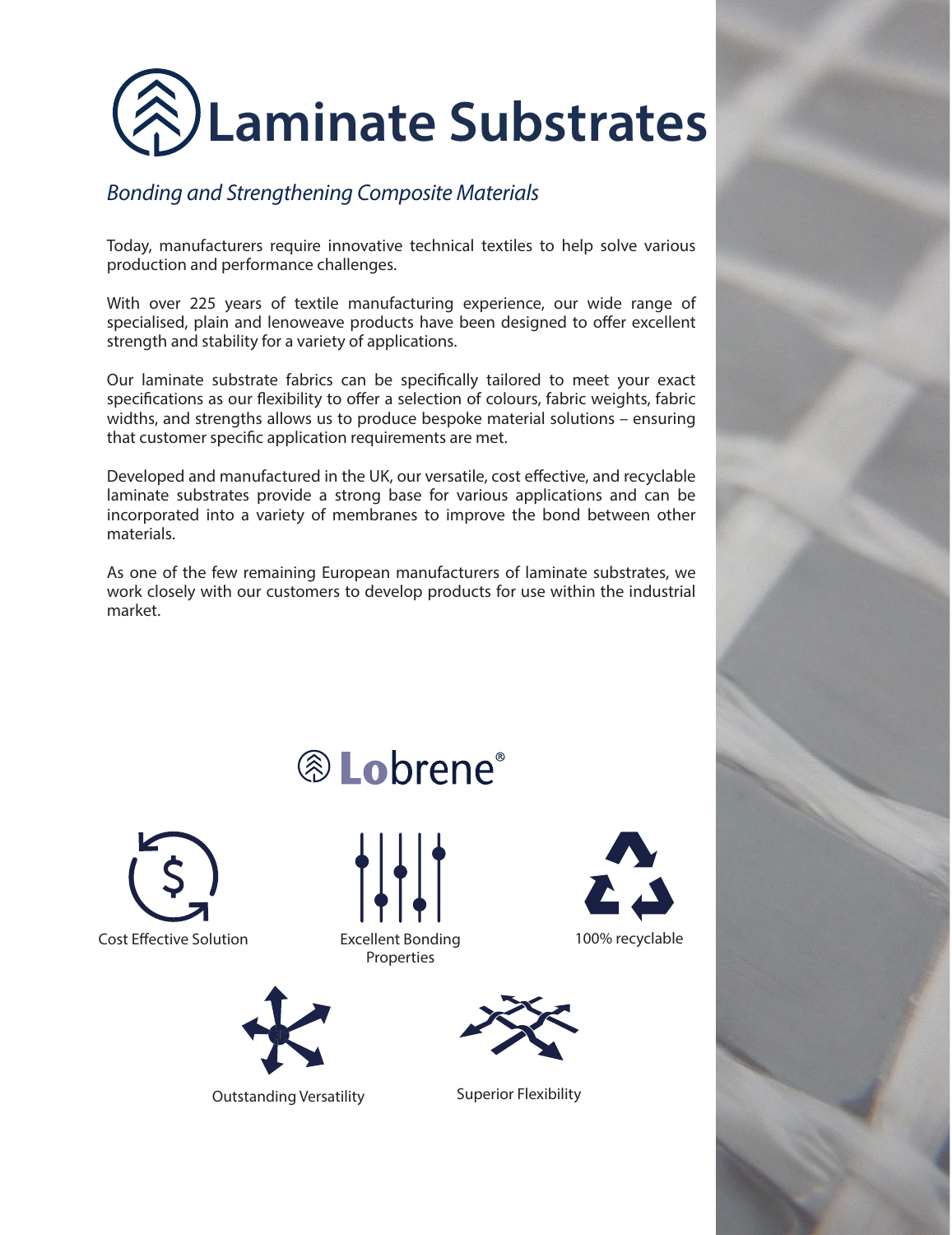# Laminate Substrates

*Bonding and Strengthening Composite Materials*

Today, manufacturers require innovative technical textiles to help solve various production and performance challenges.

With over 225 years of textile manufacturing experience, our wide range of specialised, plain and lenoweave products have been designed to offer excellent strength and stability for a variety of applications.

Our laminate substrate fabrics can be specifically tailored to meet your exact specifications as our flexibility to offer a selection of colours, fabric weights, fabric widths, and strengths allows us to produce bespoke material solutions – ensuring that customer specific application requirements are met.

Developed and manufactured in the UK, our versatile, cost effective, and recyclable laminate substrates provide a strong base for various applications and can be incorporated into a variety of membranes to improve the bond between other materials.

As one of the few remaining European manufacturers of laminate substrates, we work closely with our customers to develop products for use within the industrial market.

## Lobrene®

- Cost Effective Solution
- Excellent Bonding Properties
- 100% recyclable
- Outstanding Versatility
- Superior Flexibility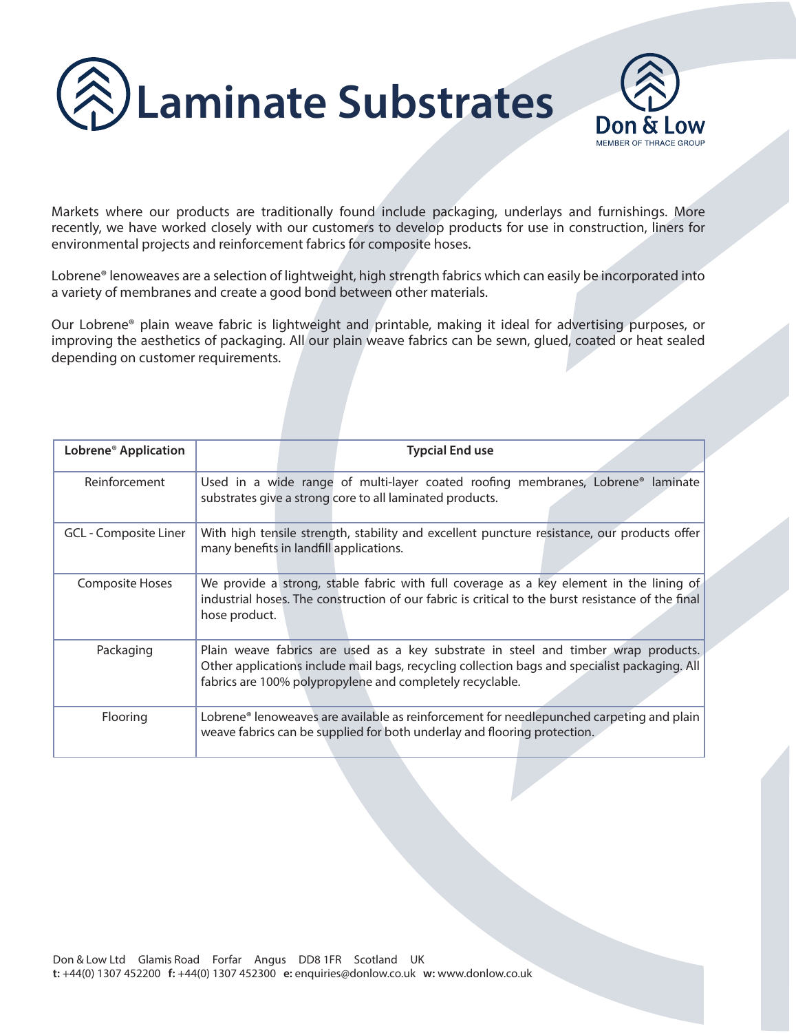# Laminate Substrates

Don & Low
MEMBER OF THRACE GROUP

Markets where our products are traditionally found include packaging, underlays and furnishings. More recently, we have worked closely with our customers to develop products for use in construction, liners for environmental projects and reinforcement fabrics for composite hoses.

Lobrene® lenoweaves are a selection of lightweight, high strength fabrics which can easily be incorporated into a variety of membranes and create a good bond between other materials.

Our Lobrene® plain weave fabric is lightweight and printable, making it ideal for advertising purposes, or improving the aesthetics of packaging. All our plain weave fabrics can be sewn, glued, coated or heat sealed depending on customer requirements.

| **Lobrene® Application** | **Typcial End use** |
|---|---|
| Reinforcement | Used in a wide range of multi-layer coated roofing membranes, Lobrene® laminate substrates give a strong core to all laminated products. |
| GCL - Composite Liner | With high tensile strength, stability and excellent puncture resistance, our products offer many benefits in landfill applications. |
| Composite Hoses | We provide a strong, stable fabric with full coverage as a key element in the lining of industrial hoses. The construction of our fabric is critical to the burst resistance of the final hose product. |
| Packaging | Plain weave fabrics are used as a key substrate in steel and timber wrap products. Other applications include mail bags, recycling collection bags and specialist packaging. All fabrics are 100% polypropylene and completely recyclable. |
| Flooring | Lobrene® lenoweaves are available as reinforcement for needlepunched carpeting and plain weave fabrics can be supplied for both underlay and flooring protection. |

Don & Low Ltd  Glamis Road  Forfar  Angus  DD8 1FR  Scotland  UK
**t:** +44(0) 1307 452200 **f:** +44(0) 1307 452300 **e:** enquiries@donlow.co.uk **w:** www.donlow.co.uk